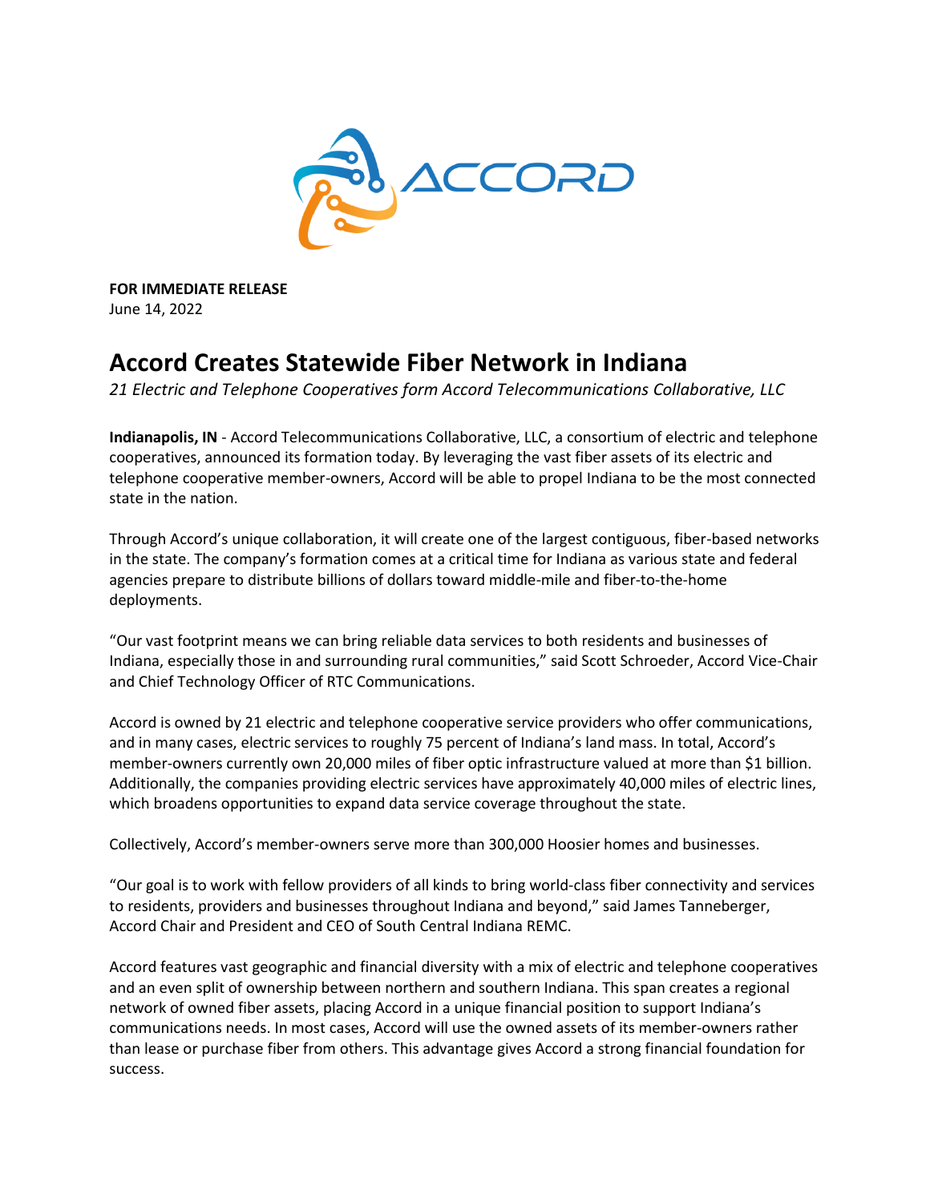**FOR IMMEDIATE RELEASE**
June 14, 2022

# Accord Creates Statewide Fiber Network in Indiana

*21 Electric and Telephone Cooperatives form Accord Telecommunications Collaborative, LLC*

**Indianapolis, IN** - Accord Telecommunications Collaborative, LLC, a consortium of electric and telephone cooperatives, announced its formation today. By leveraging the vast fiber assets of its electric and telephone cooperative member-owners, Accord will be able to propel Indiana to be the most connected state in the nation.

Through Accord's unique collaboration, it will create one of the largest contiguous, fiber-based networks in the state. The company's formation comes at a critical time for Indiana as various state and federal agencies prepare to distribute billions of dollars toward middle-mile and fiber-to-the-home deployments.

"Our vast footprint means we can bring reliable data services to both residents and businesses of Indiana, especially those in and surrounding rural communities," said Scott Schroeder, Accord Vice-Chair and Chief Technology Officer of RTC Communications.

Accord is owned by 21 electric and telephone cooperative service providers who offer communications, and in many cases, electric services to roughly 75 percent of Indiana's land mass. In total, Accord's member-owners currently own 20,000 miles of fiber optic infrastructure valued at more than $1 billion. Additionally, the companies providing electric services have approximately 40,000 miles of electric lines, which broadens opportunities to expand data service coverage throughout the state.

Collectively, Accord's member-owners serve more than 300,000 Hoosier homes and businesses.

"Our goal is to work with fellow providers of all kinds to bring world-class fiber connectivity and services to residents, providers and businesses throughout Indiana and beyond," said James Tanneberger, Accord Chair and President and CEO of South Central Indiana REMC.

Accord features vast geographic and financial diversity with a mix of electric and telephone cooperatives and an even split of ownership between northern and southern Indiana. This span creates a regional network of owned fiber assets, placing Accord in a unique financial position to support Indiana's communications needs. In most cases, Accord will use the owned assets of its member-owners rather than lease or purchase fiber from others. This advantage gives Accord a strong financial foundation for success.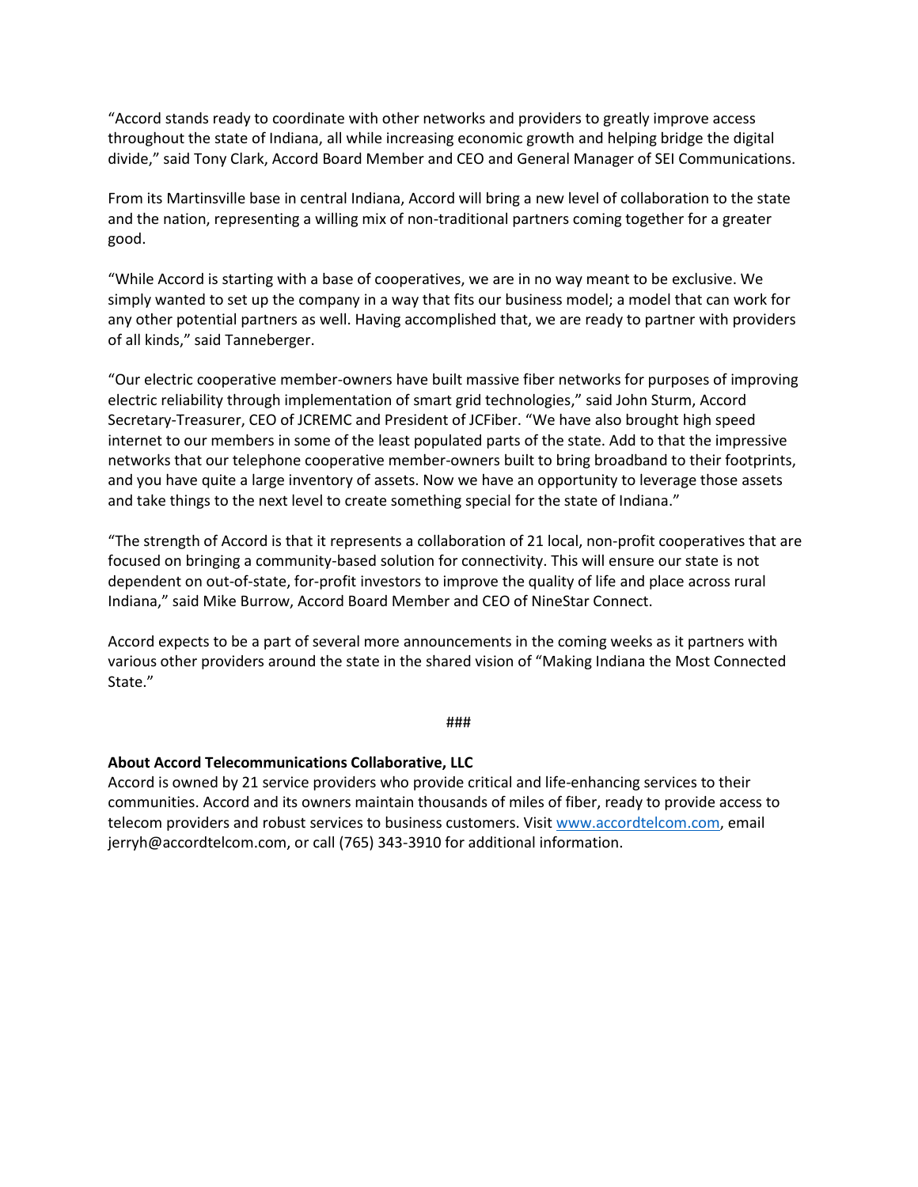"Accord stands ready to coordinate with other networks and providers to greatly improve access throughout the state of Indiana, all while increasing economic growth and helping bridge the digital divide," said Tony Clark, Accord Board Member and CEO and General Manager of SEI Communications.

From its Martinsville base in central Indiana, Accord will bring a new level of collaboration to the state and the nation, representing a willing mix of non-traditional partners coming together for a greater good.

"While Accord is starting with a base of cooperatives, we are in no way meant to be exclusive. We simply wanted to set up the company in a way that fits our business model; a model that can work for any other potential partners as well. Having accomplished that, we are ready to partner with providers of all kinds," said Tanneberger.

"Our electric cooperative member-owners have built massive fiber networks for purposes of improving electric reliability through implementation of smart grid technologies," said John Sturm, Accord Secretary-Treasurer, CEO of JCREMC and President of JCFiber. "We have also brought high speed internet to our members in some of the least populated parts of the state. Add to that the impressive networks that our telephone cooperative member-owners built to bring broadband to their footprints, and you have quite a large inventory of assets. Now we have an opportunity to leverage those assets and take things to the next level to create something special for the state of Indiana."

"The strength of Accord is that it represents a collaboration of 21 local, non-profit cooperatives that are focused on bringing a community-based solution for connectivity. This will ensure our state is not dependent on out-of-state, for-profit investors to improve the quality of life and place across rural Indiana," said Mike Burrow, Accord Board Member and CEO of NineStar Connect.

Accord expects to be a part of several more announcements in the coming weeks as it partners with various other providers around the state in the shared vision of "Making Indiana the Most Connected State."

###

**About Accord Telecommunications Collaborative, LLC**
Accord is owned by 21 service providers who provide critical and life-enhancing services to their communities. Accord and its owners maintain thousands of miles of fiber, ready to provide access to telecom providers and robust services to business customers. Visit www.accordtelcom.com, email jerryh@accordtelcom.com, or call (765) 343-3910 for additional information.